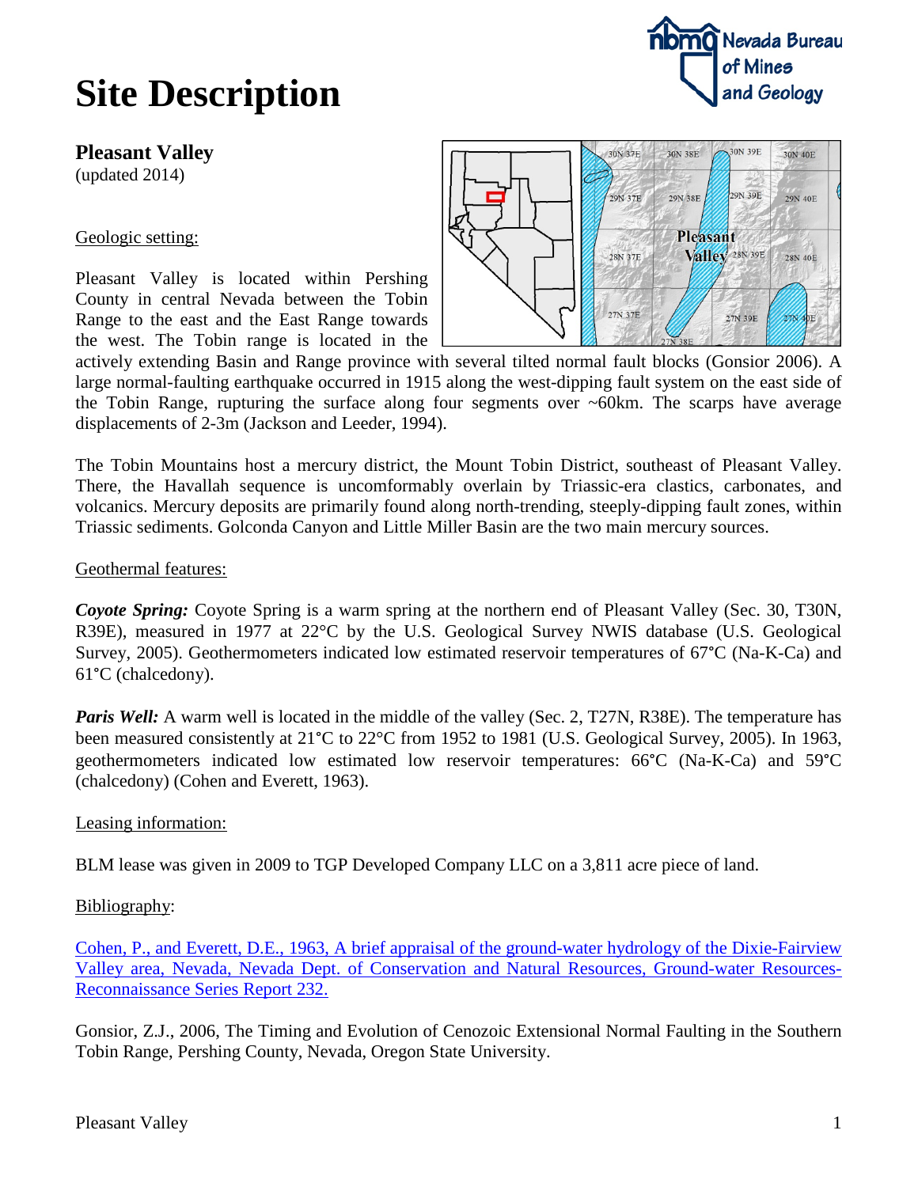# Site Description

## Pleasant Valley

(updated 2014)

Geologic setting:

Pleasant Valley is located within Pershing County in central Nevada between the Tobin Range to the east and the East Range towards the west. The Tobin range is located in the actively extending Basin and Range province with several tilted normal fault blocks (Gonsior 2006). A large normal-faulting earthquake occurred in 1915 along the west-dipping fault system on the east side of the Tobin Range, rupturing the surface along four segments over ~60km. The scarps have average displacements of 2-3m (Jackson and Leeder, 1994).

The Tobin Mountains host a mercury district, the Mount Tobin District, southeast of Pleasant Valley. There, the Havallah sequence is uncomformably overlain by Triassic-era clastics, carbonates, and volcanics. Mercury deposits are primarily found along north-trending, steeply-dipping fault zones, within Triassic sediments. Golconda Canyon and Little Miller Basin are the two main mercury sources.

Geothermal features:

***Coyote Spring:*** Coyote Spring is a warm spring at the northern end of Pleasant Valley (Sec. 30, T30N, R39E), measured in 1977 at 22°C by the U.S. Geological Survey NWIS database (U.S. Geological Survey, 2005). Geothermometers indicated low estimated reservoir temperatures of 67°C (Na-K-Ca) and 61°C (chalcedony).

***Paris Well:*** A warm well is located in the middle of the valley (Sec. 2, T27N, R38E). The temperature has been measured consistently at 21°C to 22°C from 1952 to 1981 (U.S. Geological Survey, 2005). In 1963, geothermometers indicated low estimated low reservoir temperatures: 66°C (Na-K-Ca) and 59°C (chalcedony) (Cohen and Everett, 1963).

Leasing information:

BLM lease was given in 2009 to TGP Developed Company LLC on a 3,811 acre piece of land.

Bibliography:

Cohen, P., and Everett, D.E., 1963, A brief appraisal of the ground-water hydrology of the Dixie-Fairview Valley area, Nevada, Nevada Dept. of Conservation and Natural Resources, Ground-water Resources-Reconnaissance Series Report 232.

Gonsior, Z.J., 2006, The Timing and Evolution of Cenozoic Extensional Normal Faulting in the Southern Tobin Range, Pershing County, Nevada, Oregon State University.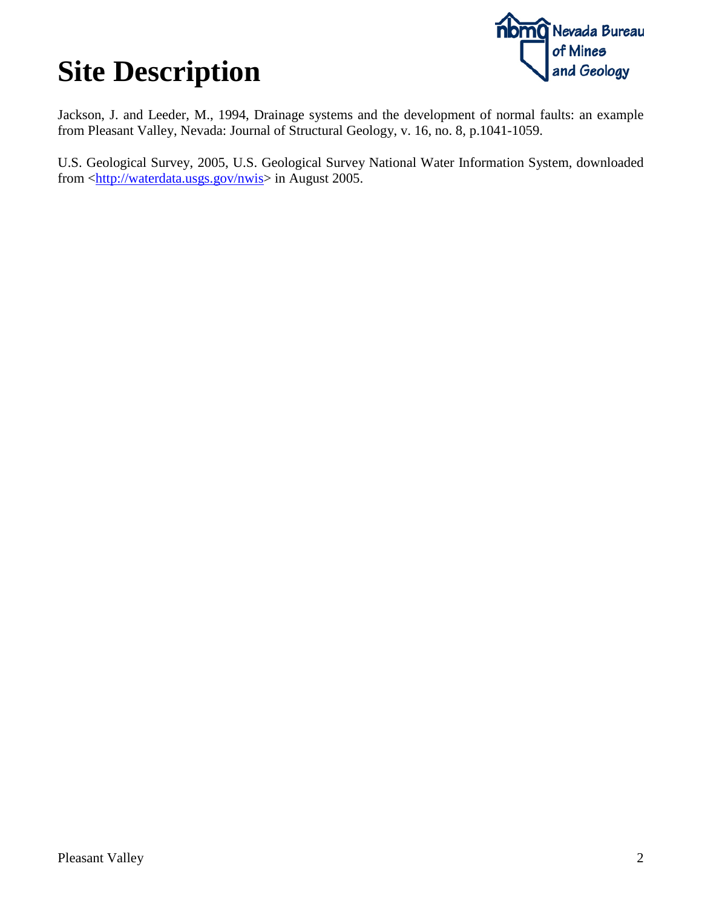# Site Description

Jackson, J. and Leeder, M., 1994, Drainage systems and the development of normal faults: an example from Pleasant Valley, Nevada: Journal of Structural Geology, v. 16, no. 8, p.1041-1059.

U.S. Geological Survey, 2005, U.S. Geological Survey National Water Information System, downloaded from <http://waterdata.usgs.gov/nwis> in August 2005.